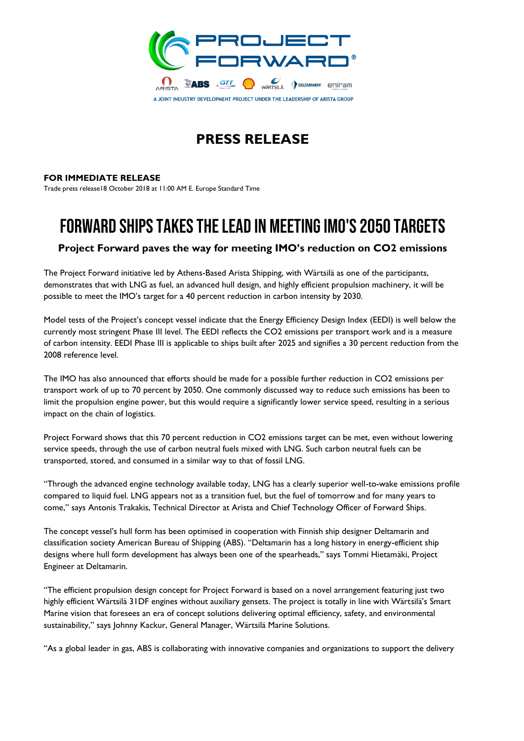PROJECT FORWARD®

ARISTA · ABS · GTT · Shell · WÄRTSILÄ · DELTAMARIN · eniram

A JOINT INDUSTRY DEVELOPMENT PROJECT UNDER THE LEADERSHIP OF ARISTA GROUP

# PRESS RELEASE

**FOR IMMEDIATE RELEASE**

Trade press release18 October 2018 at 11:00 AM E. Europe Standard Time

# FORWARD SHIPS TAKES THE LEAD IN MEETING IMO'S 2050 TARGETS

### Project Forward paves the way for meeting IMO's reduction on CO2 emissions

The Project Forward initiative led by Athens-Based Arista Shipping, with Wärtsilä as one of the participants, demonstrates that with LNG as fuel, an advanced hull design, and highly efficient propulsion machinery, it will be possible to meet the IMO's target for a 40 percent reduction in carbon intensity by 2030.

Model tests of the Project's concept vessel indicate that the Energy Efficiency Design Index (EEDI) is well below the currently most stringent Phase III level. The EEDI reflects the CO2 emissions per transport work and is a measure of carbon intensity. EEDI Phase III is applicable to ships built after 2025 and signifies a 30 percent reduction from the 2008 reference level.

The IMO has also announced that efforts should be made for a possible further reduction in CO2 emissions per transport work of up to 70 percent by 2050. One commonly discussed way to reduce such emissions has been to limit the propulsion engine power, but this would require a significantly lower service speed, resulting in a serious impact on the chain of logistics.

Project Forward shows that this 70 percent reduction in CO2 emissions target can be met, even without lowering service speeds, through the use of carbon neutral fuels mixed with LNG. Such carbon neutral fuels can be transported, stored, and consumed in a similar way to that of fossil LNG.

"Through the advanced engine technology available today, LNG has a clearly superior well-to-wake emissions profile compared to liquid fuel. LNG appears not as a transition fuel, but the fuel of tomorrow and for many years to come," says Antonis Trakakis, Technical Director at Arista and Chief Technology Officer of Forward Ships.

The concept vessel's hull form has been optimised in cooperation with Finnish ship designer Deltamarin and classification society American Bureau of Shipping (ABS). "Deltamarin has a long history in energy-efficient ship designs where hull form development has always been one of the spearheads," says Tommi Hietamäki, Project Engineer at Deltamarin.

"The efficient propulsion design concept for Project Forward is based on a novel arrangement featuring just two highly efficient Wärtsilä 31DF engines without auxiliary gensets. The project is totally in line with Wärtsilä's Smart Marine vision that foresees an era of concept solutions delivering optimal efficiency, safety, and environmental sustainability," says Johnny Kackur, General Manager, Wärtsilä Marine Solutions.

"As a global leader in gas, ABS is collaborating with innovative companies and organizations to support the delivery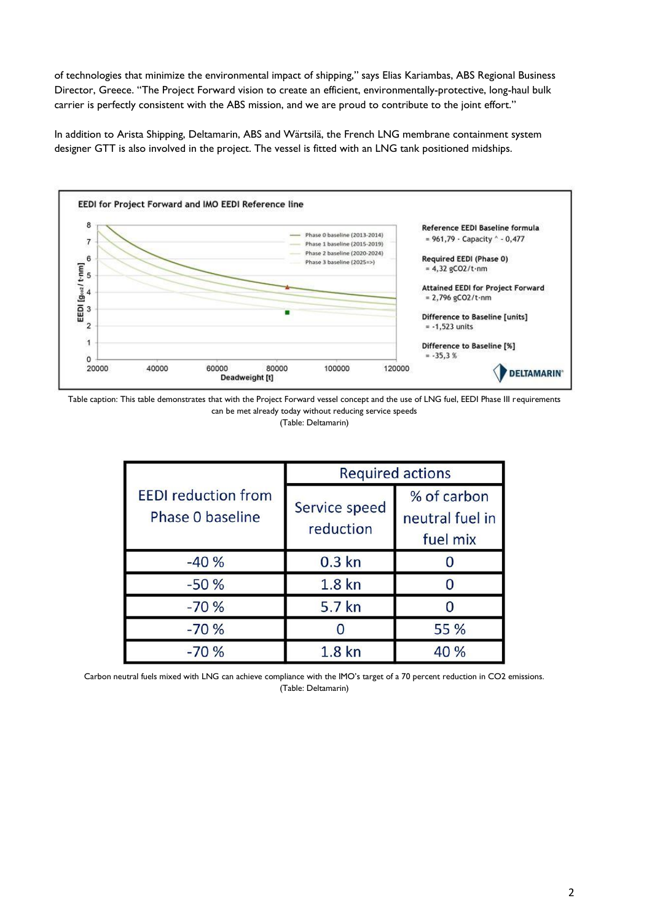of technologies that minimize the environmental impact of shipping," says Elias Kariambas, ABS Regional Business Director, Greece. "The Project Forward vision to create an efficient, environmentally-protective, long-haul bulk carrier is perfectly consistent with the ABS mission, and we are proud to contribute to the joint effort."

In addition to Arista Shipping, Deltamarin, ABS and Wärtsilä, the French LNG membrane containment system designer GTT is also involved in the project. The vessel is fitted with an LNG tank positioned midships.

**EDI for Project Forward and IMO EEDI Reference line**

Reference EEDI Baseline formula
= 961,79 · Capacity ^ - 0,477

Required EEDI (Phase 0)
= 4,32 gCO2/t·nm

Attained EEDI for Project Forward
= 2,796 gCO2/t·nm

Difference to Baseline [units]
= -1,523 units

Difference to Baseline [%]
= -35,3 %

Table caption: This table demonstrates that with the Project Forward vessel concept and the use of LNG fuel, EEDI Phase III requirements can be met already today without reducing service speeds
(Table: Deltamarin)

| EEDI reduction from Phase 0 baseline | Required actions | |
|---|---|---|
| | Service speed reduction | % of carbon neutral fuel in fuel mix |
| -40 % | 0.3 kn | 0 |
| -50 % | 1.8 kn | 0 |
| -70 % | 5.7 kn | 0 |
| -70 % | 0 | 55 % |
| -70 % | 1.8 kn | 40 % |

Carbon neutral fuels mixed with LNG can achieve compliance with the IMO's target of a 70 percent reduction in CO2 emissions.
(Table: Deltamarin)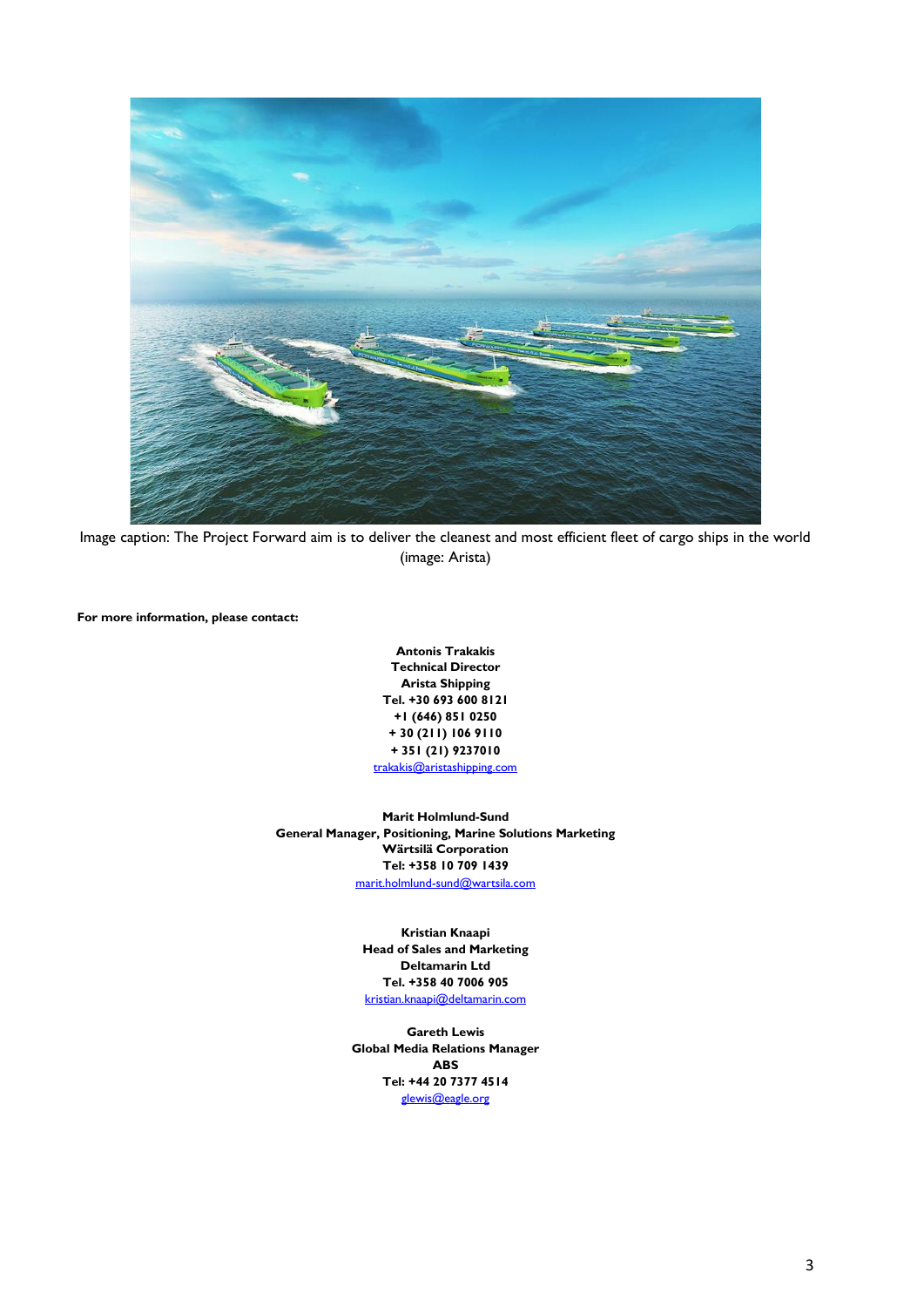Image caption: The Project Forward aim is to deliver the cleanest and most efficient fleet of cargo ships in the world (image: Arista)

**For more information, please contact:**

**Antonis Trakakis**
**Technical Director**
**Arista Shipping**
**Tel. +30 693 600 8121**
**+1 (646) 851 0250**
**+ 30 (211) 106 9110**
**+ 351 (21) 9237010**
trakakis@aristashipping.com

**Marit Holmlund-Sund**
**General Manager, Positioning, Marine Solutions Marketing**
**Wärtsilä Corporation**
**Tel: +358 10 709 1439**
marit.holmlund-sund@wartsila.com

**Kristian Knaapi**
**Head of Sales and Marketing**
**Deltamarin Ltd**
**Tel. +358 40 7006 905**
kristian.knaapi@deltamarin.com

**Gareth Lewis**
**Global Media Relations Manager**
**ABS**
**Tel: +44 20 7377 4514**
glewis@eagle.org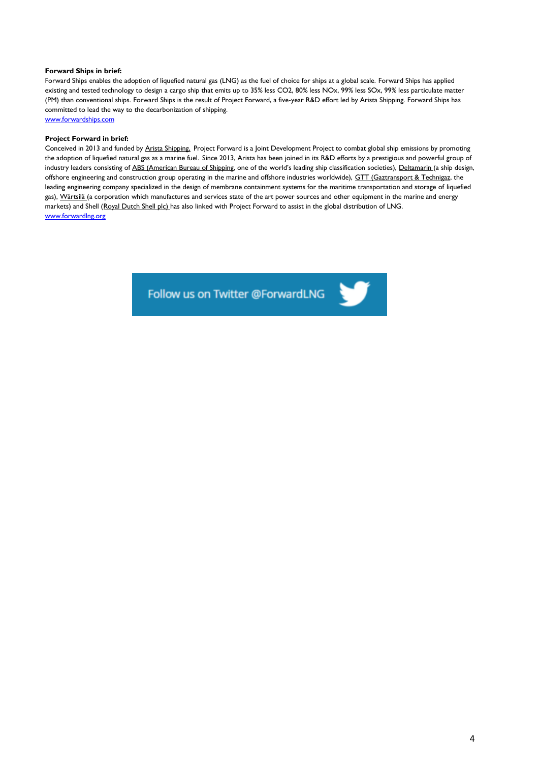**Forward Ships in brief:**

Forward Ships enables the adoption of liquefied natural gas (LNG) as the fuel of choice for ships at a global scale. Forward Ships has applied existing and tested technology to design a cargo ship that emits up to 35% less $CO_2$, 80% less $NO_x$, 99% less $SO_x$, 99% less particulate matter (PM) than conventional ships. Forward Ships is the result of Project Forward, a five-year R&D effort led by Arista Shipping. Forward Ships has committed to lead the way to the decarbonization of shipping.

www.forwardships.com

**Project Forward in brief:**

Conceived in 2013 and funded by Arista Shipping, Project Forward is a Joint Development Project to combat global ship emissions by promoting the adoption of liquefied natural gas as a marine fuel. Since 2013, Arista has been joined in its R&D efforts by a prestigious and powerful group of industry leaders consisting of ABS (American Bureau of Shipping, one of the world's leading ship classification societies), Deltamarin (a ship design, offshore engineering and construction group operating in the marine and offshore industries worldwide), GTT (Gaztransport & Technigaz, the leading engineering company specialized in the design of membrane containment systems for the maritime transportation and storage of liquefied gas), Wärtsilä (a corporation which manufactures and services state of the art power sources and other equipment in the marine and energy markets) and Shell (Royal Dutch Shell plc) has also linked with Project Forward to assist in the global distribution of LNG.

www.forwardlng.org

Follow us on Twitter @ForwardLNG